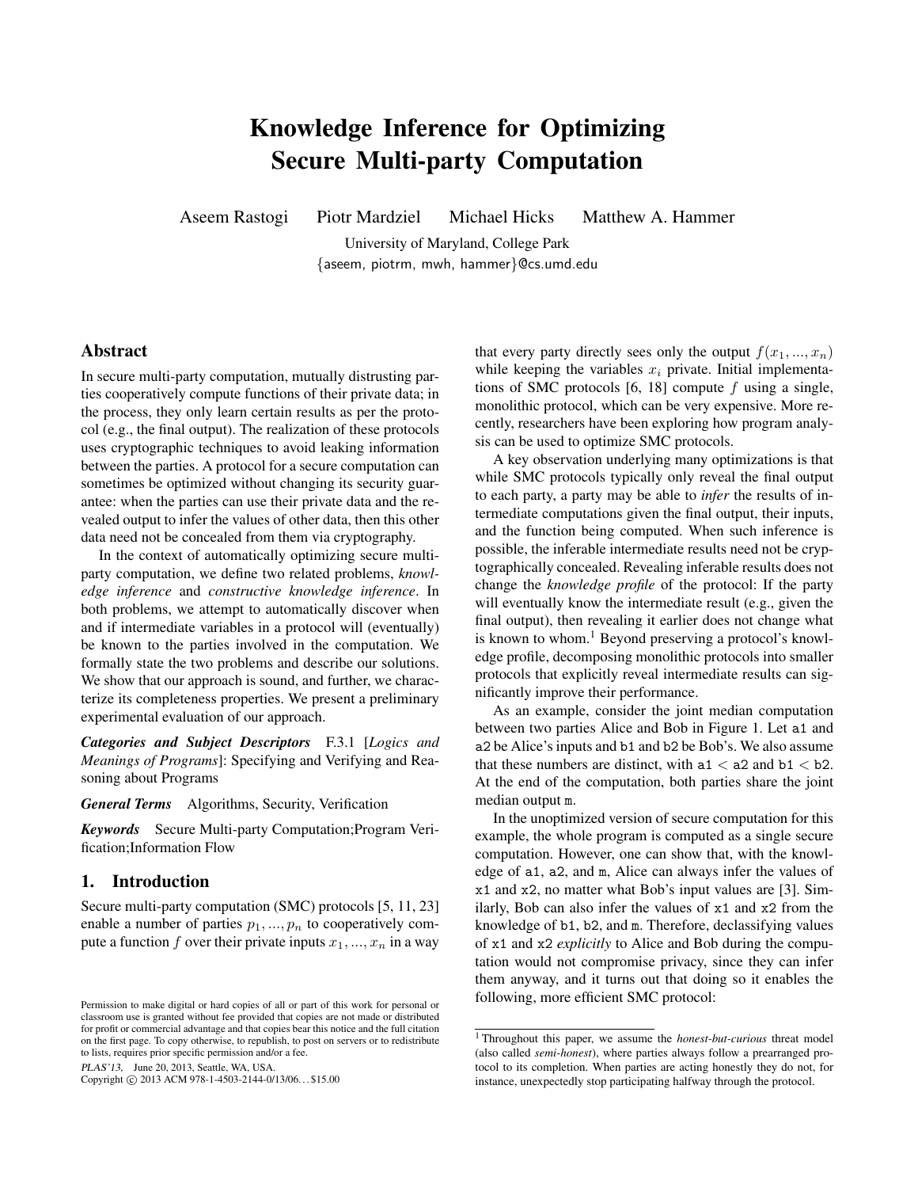# Knowledge Inference for Optimizing Secure Multi-party Computation

Aseem Rastogi Piotr Mardziel Michael Hicks Matthew A. Hammer

University of Maryland, College Park

{aseem, piotrm, mwh, hammer}@cs.umd.edu

## Abstract

In secure multi-party computation, mutually distrusting parties cooperatively compute functions of their private data; in the process, they only learn certain results as per the protocol (e.g., the final output). The realization of these protocols uses cryptographic techniques to avoid leaking information between the parties. A protocol for a secure computation can sometimes be optimized without changing its security guarantee: when the parties can use their private data and the revealed output to infer the values of other data, then this other data need not be concealed from them via cryptography.

In the context of automatically optimizing secure multi-party computation, we define two related problems, *knowledge inference* and *constructive knowledge inference*. In both problems, we attempt to automatically discover when and if intermediate variables in a protocol will (eventually) be known to the parties involved in the computation. We formally state the two problems and describe our solutions. We show that our approach is sound, and further, we characterize its completeness properties. We present a preliminary experimental evaluation of our approach.

***Categories and Subject Descriptors*** F.3.1 [*Logics and Meanings of Programs*]: Specifying and Verifying and Reasoning about Programs

***General Terms*** Algorithms, Security, Verification

***Keywords*** Secure Multi-party Computation;Program Verification;Information Flow

## 1. Introduction

Secure multi-party computation (SMC) protocols [5, 11, 23] enable a number of parties $p_1, ..., p_n$ to cooperatively compute a function $f$ over their private inputs $x_1, ..., x_n$ in a way that every party directly sees only the output $f(x_1, ..., x_n)$ while keeping the variables $x_i$ private. Initial implementations of SMC protocols [6, 18] compute $f$ using a single, monolithic protocol, which can be very expensive. More recently, researchers have been exploring how program analysis can be used to optimize SMC protocols.

A key observation underlying many optimizations is that while SMC protocols typically only reveal the final output to each party, a party may be able to *infer* the results of intermediate computations given the final output, their inputs, and the function being computed. When such inference is possible, the inferable intermediate results need not be cryptographically concealed. Revealing inferable results does not change the *knowledge profile* of the protocol: If the party will eventually know the intermediate result (e.g., given the final output), then revealing it earlier does not change what is known to whom.[1] Beyond preserving a protocol's knowledge profile, decomposing monolithic protocols into smaller protocols that explicitly reveal intermediate results can significantly improve their performance.

As an example, consider the joint median computation between two parties Alice and Bob in Figure 1. Let a1 and a2 be Alice's inputs and b1 and b2 be Bob's. We also assume that these numbers are distinct, with a1 < a2 and b1 < b2. At the end of the computation, both parties share the joint median output m.

In the unoptimized version of secure computation for this example, the whole program is computed as a single secure computation. However, one can show that, with the knowledge of a1, a2, and m, Alice can always infer the values of x1 and x2, no matter what Bob's input values are [3]. Similarly, Bob can also infer the values of x1 and x2 from the knowledge of b1, b2, and m. Therefore, declassifying values of x1 and x2 *explicitly* to Alice and Bob during the computation would not compromise privacy, since they can infer them anyway, and it turns out that doing so it enables the following, more efficient SMC protocol:

[1] Throughout this paper, we assume the *honest-but-curious* threat model (also called *semi-honest*), where parties always follow a prearranged protocol to its completion. When parties are acting honestly they do not, for instance, unexpectedly stop participating halfway through the protocol.

Permission to make digital or hard copies of all or part of this work for personal or classroom use is granted without fee provided that copies are not made or distributed for profit or commercial advantage and that copies bear this notice and the full citation on the first page. To copy otherwise, to republish, to post on servers or to redistribute to lists, requires prior specific permission and/or a fee.

*PLAS'13*, June 20, 2013, Seattle, WA, USA.
Copyright © 2013 ACM 978-1-4503-2144-0/13/06. . . $15.00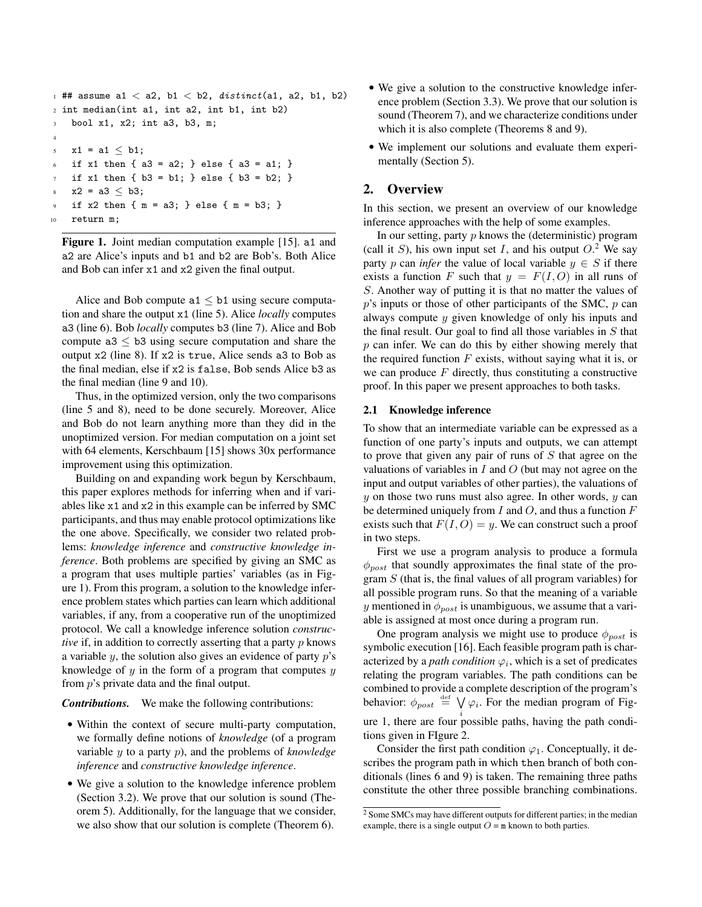```
1  ## assume a1 < a2, b1 < b2, distinct(a1, a2, b1, b2)
2  int median(int a1, int a2, int b1, int b2)
3    bool x1, x2; int a3, b3, m;
4
5    x1 = a1 ≤ b1;
6    if x1 then { a3 = a2; } else { a3 = a1; }
7    if x1 then { b3 = b1; } else { b3 = b2; }
8    x2 = a3 ≤ b3;
9    if x2 then { m = a3; } else { m = b3; }
10   return m;
```

**Figure 1.** Joint median computation example [15]. a1 and a2 are Alice's inputs and b1 and b2 are Bob's. Both Alice and Bob can infer x1 and x2 given the final output.

Alice and Bob compute a1 $\leq$ b1 using secure computation and share the output x1 (line 5). Alice *locally* computes a3 (line 6). Bob *locally* computes b3 (line 7). Alice and Bob compute a3 $\leq$ b3 using secure computation and share the output x2 (line 8). If x2 is true, Alice sends a3 to Bob as the final median, else if x2 is false, Bob sends Alice b3 as the final median (line 9 and 10).

Thus, in the optimized version, only the two comparisons (line 5 and 8), need to be done securely. Moreover, Alice and Bob do not learn anything more than they did in the unoptimized version. For median computation on a joint set with 64 elements, Kerschbaum [15] shows 30x performance improvement using this optimization.

Building on and expanding work begun by Kerschbaum, this paper explores methods for inferring when and if variables like x1 and x2 in this example can be inferred by SMC participants, and thus may enable protocol optimizations like the one above. Specifically, we consider two related problems: *knowledge inference* and *constructive knowledge inference*. Both problems are specified by giving an SMC as a program that uses multiple parties' variables (as in Figure 1). From this program, a solution to the knowledge inference problem states which parties can learn which additional variables, if any, from a cooperative run of the unoptimized protocol. We call a knowledge inference solution *constructive* if, in addition to correctly asserting that a party $p$ knows a variable $y$, the solution also gives an evidence of party $p$'s knowledge of $y$ in the form of a program that computes $y$ from $p$'s private data and the final output.

***Contributions.*** We make the following contributions:

- Within the context of secure multi-party computation, we formally define notions of *knowledge* (of a program variable $y$ to a party $p$), and the problems of *knowledge inference* and *constructive knowledge inference*.
- We give a solution to the knowledge inference problem (Section 3.2). We prove that our solution is sound (Theorem 5). Additionally, for the language that we consider, we also show that our solution is complete (Theorem 6).
- We give a solution to the constructive knowledge inference problem (Section 3.3). We prove that our solution is sound (Theorem 7), and we characterize conditions under which it is also complete (Theorems 8 and 9).
- We implement our solutions and evaluate them experimentally (Section 5).

## 2. Overview

In this section, we present an overview of our knowledge inference approaches with the help of some examples.

In our setting, party $p$ knows the (deterministic) program (call it $S$), his own input set $I$, and his output $O$.[2] We say party $p$ can *infer* the value of local variable $y \in S$ if there exists a function $F$ such that $y = F(I, O)$ in all runs of $S$. Another way of putting it is that no matter the values of $p$'s inputs or those of other participants of the SMC, $p$ can always compute $y$ given knowledge of only his inputs and the final result. Our goal to find all those variables in $S$ that $p$ can infer. We can do this by either showing merely that the required function $F$ exists, without saying what it is, or we can produce $F$ directly, thus constituting a constructive proof. In this paper we present approaches to both tasks.

### 2.1 Knowledge inference

To show that an intermediate variable can be expressed as a function of one party's inputs and outputs, we can attempt to prove that given any pair of runs of $S$ that agree on the valuations of variables in $I$ and $O$ (but may not agree on the input and output variables of other parties), the valuations of $y$ on those two runs must also agree. In other words, $y$ can be determined uniquely from $I$ and $O$, and thus a function $F$ exists such that $F(I, O) = y$. We can construct such a proof in two steps.

First we use a program analysis to produce a formula $\phi_{post}$ that soundly approximates the final state of the program $S$ (that is, the final values of all program variables) for all possible program runs. So that the meaning of a variable $y$ mentioned in $\phi_{post}$ is unambiguous, we assume that a variable is assigned at most once during a program run.

One program analysis we might use to produce $\phi_{post}$ is symbolic execution [16]. Each feasible program path is characterized by a *path condition* $\varphi_i$, which is a set of predicates relating the program variables. The path conditions can be combined to provide a complete description of the program's behavior: $\phi_{post} \stackrel{\text{def}}{=} \bigvee_i \varphi_i$. For the median program of Figure 1, there are four possible paths, having the path conditions given in FIgure 2.

Consider the first path condition $\varphi_1$. Conceptually, it describes the program path in which then branch of both conditionals (lines 6 and 9) is taken. The remaining three paths constitute the other three possible branching combinations.

[2] Some SMCs may have different outputs for different parties; in the median example, there is a single output $O$ = m known to both parties.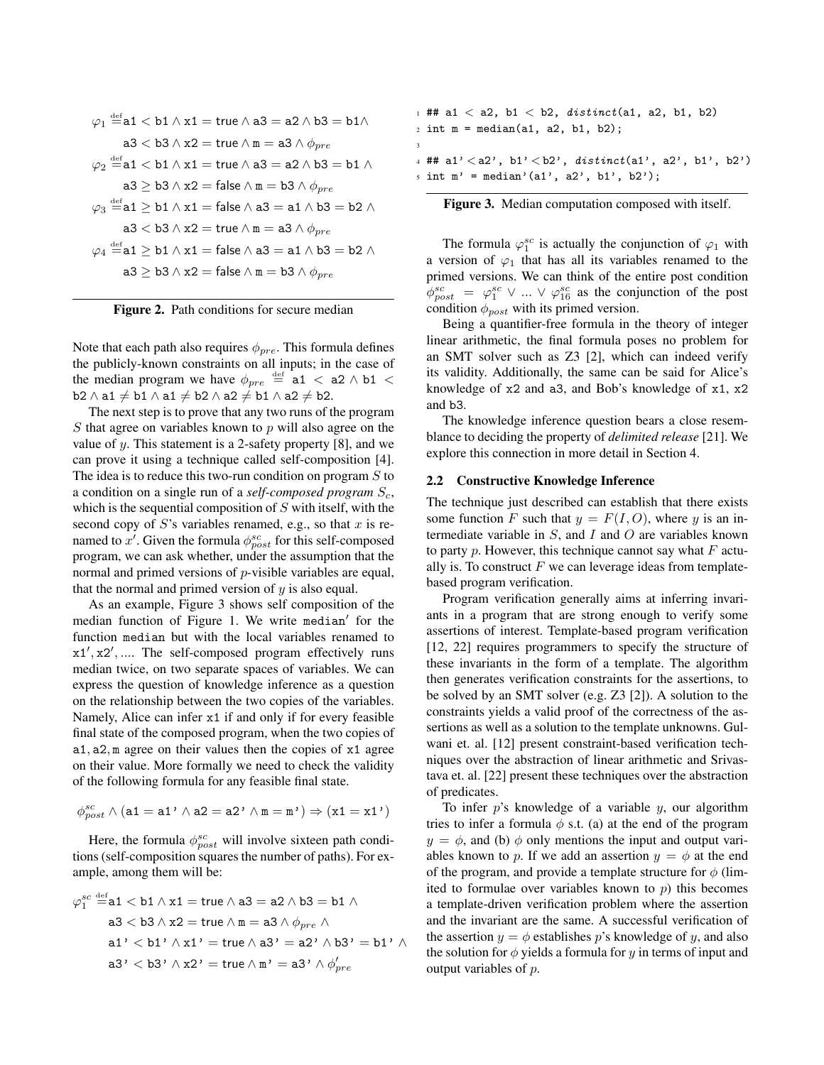$$\varphi_1 \stackrel{\text{def}}{=} \texttt{a1} < \texttt{b1} \wedge \texttt{x1} = \mathsf{true} \wedge \texttt{a3} = \texttt{a2} \wedge \texttt{b3} = \texttt{b1} \wedge \texttt{a3} < \texttt{b3} \wedge \texttt{x2} = \mathsf{true} \wedge \texttt{m} = \texttt{a3} \wedge \phi_{pre}$$

$$\varphi_2 \stackrel{\text{def}}{=} \texttt{a1} < \texttt{b1} \wedge \texttt{x1} = \mathsf{true} \wedge \texttt{a3} = \texttt{a2} \wedge \texttt{b3} = \texttt{b1} \wedge \texttt{a3} \geq \texttt{b3} \wedge \texttt{x2} = \mathsf{false} \wedge \texttt{m} = \texttt{b3} \wedge \phi_{pre}$$

$$\varphi_3 \stackrel{\text{def}}{=} \texttt{a1} \geq \texttt{b1} \wedge \texttt{x1} = \mathsf{false} \wedge \texttt{a3} = \texttt{a1} \wedge \texttt{b3} = \texttt{b2} \wedge \texttt{a3} < \texttt{b3} \wedge \texttt{x2} = \mathsf{true} \wedge \texttt{m} = \texttt{a3} \wedge \phi_{pre}$$

$$\varphi_4 \stackrel{\text{def}}{=} \texttt{a1} \geq \texttt{b1} \wedge \texttt{x1} = \mathsf{false} \wedge \texttt{a3} = \texttt{a1} \wedge \texttt{b3} = \texttt{b2} \wedge \texttt{a3} \geq \texttt{b3} \wedge \texttt{x2} = \mathsf{false} \wedge \texttt{m} = \texttt{b3} \wedge \phi_{pre}$$

**Figure 2.** Path conditions for secure median

Note that each path also requires $\phi_{pre}$. This formula defines the publicly-known constraints on all inputs; in the case of the median program we have $\phi_{pre} \stackrel{\text{def}}{=} \texttt{a1} < \texttt{a2} \wedge \texttt{b1} < \texttt{b2} \wedge \texttt{a1} \neq \texttt{b1} \wedge \texttt{a1} \neq \texttt{b2} \wedge \texttt{a2} \neq \texttt{b1} \wedge \texttt{a2} \neq \texttt{b2}$.

The next step is to prove that any two runs of the program $S$ that agree on variables known to $p$ will also agree on the value of $y$. This statement is a 2-safety property [8], and we can prove it using a technique called self-composition [4]. The idea is to reduce this two-run condition on program $S$ to a condition on a single run of a *self-composed program* $S_c$, which is the sequential composition of $S$ with itself, with the second copy of $S$'s variables renamed, e.g., so that $x$ is renamed to $x'$. Given the formula $\phi^{sc}_{post}$ for this self-composed program, we can ask whether, under the assumption that the normal and primed versions of $p$-visible variables are equal, that the normal and primed version of $y$ is also equal.

As an example, Figure 3 shows self composition of the median function of Figure 1. We write median$'$ for the function median but with the local variables renamed to $\texttt{x1}', \texttt{x2}', \ldots$. The self-composed program effectively runs median twice, on two separate spaces of variables. We can express the question of knowledge inference as a question on the relationship between the two copies of the variables. Namely, Alice can infer x1 if and only if for every feasible final state of the composed program, when the two copies of a1, a2, m agree on their values then the copies of x1 agree on their value. More formally we need to check the validity of the following formula for any feasible final state.

$$\phi^{sc}_{post} \wedge (\texttt{a1} = \texttt{a1'} \wedge \texttt{a2} = \texttt{a2'} \wedge \texttt{m} = \texttt{m'}) \Rightarrow (\texttt{x1} = \texttt{x1'})$$

Here, the formula $\phi^{sc}_{post}$ will involve sixteen path conditions (self-composition squares the number of paths). For example, among them will be:

$$\varphi^{sc}_1 \stackrel{\text{def}}{=} \texttt{a1} < \texttt{b1} \wedge \texttt{x1} = \mathsf{true} \wedge \texttt{a3} = \texttt{a2} \wedge \texttt{b3} = \texttt{b1} \wedge \texttt{a3} < \texttt{b3} \wedge \texttt{x2} = \mathsf{true} \wedge \texttt{m} = \texttt{a3} \wedge \phi_{pre} \wedge \texttt{a1'} < \texttt{b1'} \wedge \texttt{x1'} = \mathsf{true} \wedge \texttt{a3'} = \texttt{a2'} \wedge \texttt{b3'} = \texttt{b1'} \wedge \texttt{a3'} < \texttt{b3'} \wedge \texttt{x2'} = \mathsf{true} \wedge \texttt{m'} = \texttt{a3'} \wedge \phi'_{pre}$$

```
1 ## a1 < a2, b1 < b2, distinct(a1, a2, b1, b2)
2 int m = median(a1, a2, b1, b2);
3
4 ## a1' < a2', b1' < b2', distinct(a1', a2', b1', b2')
5 int m' = median'(a1', a2', b1', b2');
```

**Figure 3.** Median computation composed with itself.

The formula $\varphi^{sc}_1$ is actually the conjunction of $\varphi_1$ with a version of $\varphi_1$ that has all its variables renamed to the primed versions. We can think of the entire post condition $\phi^{sc}_{post} = \varphi^{sc}_1 \vee \ldots \vee \varphi^{sc}_{16}$ as the conjunction of the post condition $\phi_{post}$ with its primed version.

Being a quantifier-free formula in the theory of integer linear arithmetic, the final formula poses no problem for an SMT solver such as Z3 [2], which can indeed verify its validity. Additionally, the same can be said for Alice's knowledge of x2 and a3, and Bob's knowledge of x1, x2 and b3.

The knowledge inference question bears a close resemblance to deciding the property of *delimited release* [21]. We explore this connection in more detail in Section 4.

### 2.2 Constructive Knowledge Inference

The technique just described can establish that there exists some function $F$ such that $y = F(I, O)$, where $y$ is an intermediate variable in $S$, and $I$ and $O$ are variables known to party $p$. However, this technique cannot say what $F$ actually is. To construct $F$ we can leverage ideas from template-based program verification.

Program verification generally aims at inferring invariants in a program that are strong enough to verify some assertions of interest. Template-based program verification [12, 22] requires programmers to specify the structure of these invariants in the form of a template. The algorithm then generates verification constraints for the assertions, to be solved by an SMT solver (e.g. Z3 [2]). A solution to the constraints yields a valid proof of the correctness of the assertions as well as a solution to the template unknowns. Gulwani et. al. [12] present constraint-based verification techniques over the abstraction of linear arithmetic and Srivastava et. al. [22] present these techniques over the abstraction of predicates.

To infer $p$'s knowledge of a variable $y$, our algorithm tries to infer a formula $\phi$ s.t. (a) at the end of the program $y = \phi$, and (b) $\phi$ only mentions the input and output variables known to $p$. If we add an assertion $y = \phi$ at the end of the program, and provide a template structure for $\phi$ (limited to formulae over variables known to $p$) this becomes a template-driven verification problem where the assertion and the invariant are the same. A successful verification of the assertion $y = \phi$ establishes $p$'s knowledge of $y$, and also the solution for $\phi$ yields a formula for $y$ in terms of input and output variables of $p$.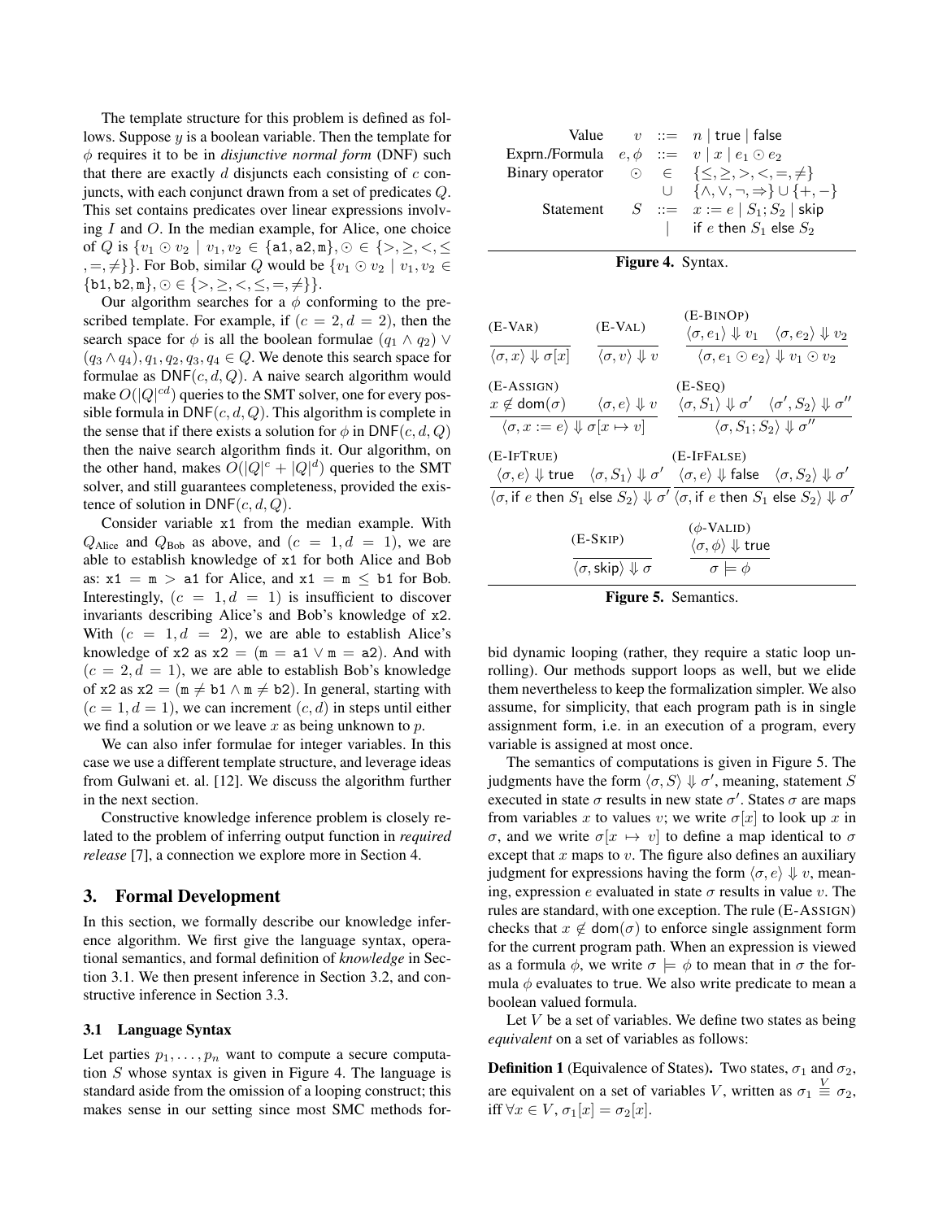The template structure for this problem is defined as follows. Suppose $y$ is a boolean variable. Then the template for $\phi$ requires it to be in *disjunctive normal form* (DNF) such that there are exactly $d$ disjuncts each consisting of $c$ conjuncts, with each conjunct drawn from a set of predicates $Q$. This set contains predicates over linear expressions involving $I$ and $O$. In the median example, for Alice, one choice of $Q$ is $\{v_1 \odot v_2 \mid v_1, v_2 \in \{\texttt{a1}, \texttt{a2}, \texttt{m}\}, \odot \in \{>, \geq, <, \leq, =, \neq\}\}$. For Bob, similar $Q$ would be $\{v_1 \odot v_2 \mid v_1, v_2 \in \{\texttt{b1}, \texttt{b2}, \texttt{m}\}, \odot \in \{>, \geq, <, \leq, =, \neq\}\}$.

Our algorithm searches for a $\phi$ conforming to the prescribed template. For example, if $(c = 2, d = 2)$, then the search space for $\phi$ is all the boolean formulae $(q_1 \wedge q_2) \vee (q_3 \wedge q_4), q_1, q_2, q_3, q_4 \in Q$. We denote this search space for formulae as $\mathsf{DNF}(c, d, Q)$. A naive search algorithm would make $O(|Q|^{cd})$ queries to the SMT solver, one for every possible formula in $\mathsf{DNF}(c, d, Q)$. This algorithm is complete in the sense that if there exists a solution for $\phi$ in $\mathsf{DNF}(c, d, Q)$ then the naive search algorithm finds it. Our algorithm, on the other hand, makes $O(|Q|^c + |Q|^d)$ queries to the SMT solver, and still guarantees completeness, provided the existence of solution in $\mathsf{DNF}(c, d, Q)$.

Consider variable x1 from the median example. With $Q_{\text{Alice}}$ and $Q_{\text{Bob}}$ as above, and $(c = 1, d = 1)$, we are able to establish knowledge of x1 for both Alice and Bob as: $\texttt{x1} = \texttt{m} > \texttt{a1}$ for Alice, and $\texttt{x1} = \texttt{m} \leq \texttt{b1}$ for Bob. Interestingly, $(c = 1, d = 1)$ is insufficient to discover invariants describing Alice's and Bob's knowledge of x2. With $(c = 1, d = 2)$, we are able to establish Alice's knowledge of x2 as $\texttt{x2} = (\texttt{m} = \texttt{a1} \vee \texttt{m} = \texttt{a2})$. And with $(c = 2, d = 1)$, we are able to establish Bob's knowledge of x2 as $\texttt{x2} = (\texttt{m} \neq \texttt{b1} \wedge \texttt{m} \neq \texttt{b2})$. In general, starting with $(c = 1, d = 1)$, we can increment $(c, d)$ in steps until either we find a solution or we leave $x$ as being unknown to $p$.

We can also infer formulae for integer variables. In this case we use a different template structure, and leverage ideas from Gulwani et. al. [12]. We discuss the algorithm further in the next section.

Constructive knowledge inference problem is closely related to the problem of inferring output function in *required release* [7], a connection we explore more in Section 4.

## 3. Formal Development

In this section, we formally describe our knowledge inference algorithm. We first give the language syntax, operational semantics, and formal definition of *knowledge* in Section 3.1. We then present inference in Section 3.2, and constructive inference in Section 3.3.

### 3.1 Language Syntax

Let parties $p_1, \ldots, p_n$ want to compute a secure computation $S$ whose syntax is given in Figure 4. The language is standard aside from the omission of a looping construct; this makes sense in our setting since most SMC methods forbid dynamic looping (rather, they require a static loop unrolling). Our methods support loops as well, but we elide them nevertheless to keep the formalization simpler. We also assume, for simplicity, that each program path is in single assignment form, i.e. in an execution of a program, every variable is assigned at most once.

$$
\begin{array}{llcl}
\text{Value} & v & ::= & n \mid \mathsf{true} \mid \mathsf{false} \\
\text{Exprn./Formula} & e, \phi & ::= & v \mid x \mid e_1 \odot e_2 \\
\text{Binary operator} & \odot & \in & \{\leq, \geq, >, <, =, \neq\} \\
 & & \cup & \{\wedge, \vee, \neg, \Rightarrow\} \cup \{+, -\} \\
\text{Statement} & S & ::= & x := e \mid S_1; S_2 \mid \mathsf{skip} \\
 & & \mid & \mathsf{if}\ e\ \mathsf{then}\ S_1\ \mathsf{else}\ S_2
\end{array}
$$

**Figure 4.** Syntax.

$$
\text{(E-VAR)}\ \frac{}{\langle \sigma, x \rangle \Downarrow \sigma[x]} \qquad
\text{(E-VAL)}\ \frac{}{\langle \sigma, v \rangle \Downarrow v} \qquad
\text{(E-BINOP)}\ \frac{\langle \sigma, e_1 \rangle \Downarrow v_1 \quad \langle \sigma, e_2 \rangle \Downarrow v_2}{\langle \sigma, e_1 \odot e_2 \rangle \Downarrow v_1 \odot v_2}
$$

$$
\text{(E-ASSIGN)}\ \frac{x \notin \mathsf{dom}(\sigma) \quad \langle \sigma, e \rangle \Downarrow v}{\langle \sigma, x := e \rangle \Downarrow \sigma[x \mapsto v]} \qquad
\text{(E-SEQ)}\ \frac{\langle \sigma, S_1 \rangle \Downarrow \sigma' \quad \langle \sigma', S_2 \rangle \Downarrow \sigma''}{\langle \sigma, S_1; S_2 \rangle \Downarrow \sigma''}
$$

$$
\text{(E-IFTRUE)}\ \frac{\langle \sigma, e \rangle \Downarrow \mathsf{true} \quad \langle \sigma, S_1 \rangle \Downarrow \sigma'}{\langle \sigma, \mathsf{if}\ e\ \mathsf{then}\ S_1\ \mathsf{else}\ S_2 \rangle \Downarrow \sigma'} \qquad
\text{(E-IFFALSE)}\ \frac{\langle \sigma, e \rangle \Downarrow \mathsf{false} \quad \langle \sigma, S_2 \rangle \Downarrow \sigma'}{\langle \sigma, \mathsf{if}\ e\ \mathsf{then}\ S_1\ \mathsf{else}\ S_2 \rangle \Downarrow \sigma'}
$$

$$
\text{(E-SKIP)}\ \frac{}{\langle \sigma, \mathsf{skip} \rangle \Downarrow \sigma} \qquad
(\phi\text{-VALID})\ \frac{\langle \sigma, \phi \rangle \Downarrow \mathsf{true}}{\sigma \models \phi}
$$

**Figure 5.** Semantics.

The semantics of computations is given in Figure 5. The judgments have the form $\langle \sigma, S \rangle \Downarrow \sigma'$, meaning, statement $S$ executed in state $\sigma$ results in new state $\sigma'$. States $\sigma$ are maps from variables $x$ to values $v$; we write $\sigma[x]$ to look up $x$ in $\sigma$, and we write $\sigma[x \mapsto v]$ to define a map identical to $\sigma$ except that $x$ maps to $v$. The figure also defines an auxiliary judgment for expressions having the form $\langle \sigma, e \rangle \Downarrow v$, meaning, expression $e$ evaluated in state $\sigma$ results in value $v$. The rules are standard, with one exception. The rule (E-ASSIGN) checks that $x \notin \mathsf{dom}(\sigma)$ to enforce single assignment form for the current program path. When an expression is viewed as a formula $\phi$, we write $\sigma \models \phi$ to mean that in $\sigma$ the formula $\phi$ evaluates to true. We also write predicate to mean a boolean valued formula.

Let $V$ be a set of variables. We define two states as being *equivalent* on a set of variables as follows:

**Definition 1** (Equivalence of States). Two states, $\sigma_1$ and $\sigma_2$, are equivalent on a set of variables $V$, written as $\sigma_1 \overset{V}{\equiv} \sigma_2$, iff $\forall x \in V$, $\sigma_1[x] = \sigma_2[x]$.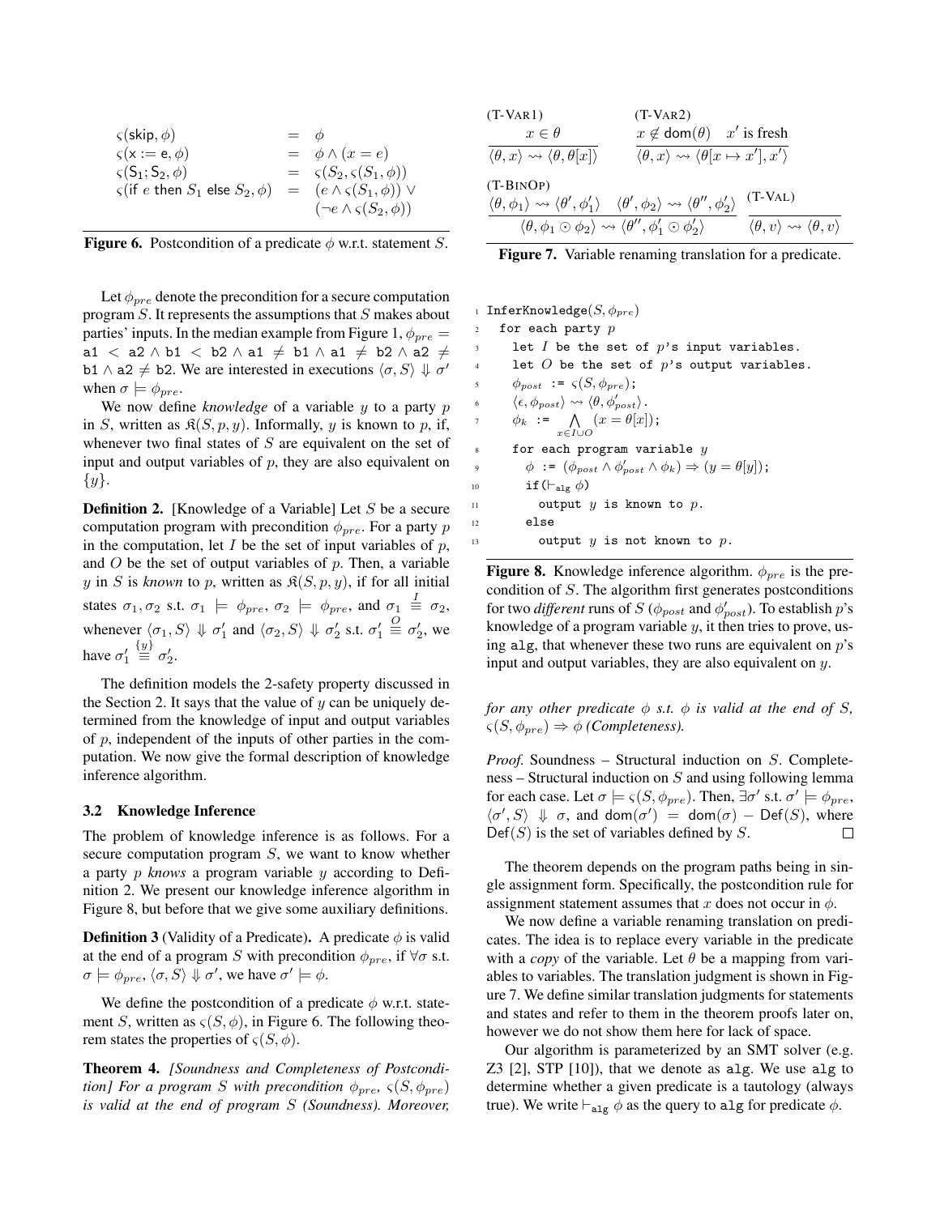$$
\begin{aligned}
\varsigma(\mathsf{skip}, \phi) &= \phi \\
\varsigma(\mathsf{x} := \mathsf{e}, \phi) &= \phi \wedge (x = e) \\
\varsigma(\mathsf{S_1}; \mathsf{S_2}, \phi) &= \varsigma(S_2, \varsigma(S_1, \phi)) \\
\varsigma(\mathsf{if}\ e\ \mathsf{then}\ S_1\ \mathsf{else}\ S_2, \phi) &= (e \wedge \varsigma(S_1, \phi)) \vee \\
&\quad\ (\neg e \wedge \varsigma(S_2, \phi))
\end{aligned}
$$

**Figure 6.** Postcondition of a predicate $\phi$ w.r.t. statement $S$.

$$
\text{(T-VAR1)}\ \frac{x \in \theta}{\langle \theta, x \rangle \rightsquigarrow \langle \theta, \theta[x] \rangle}
\qquad
\text{(T-VAR2)}\ \frac{x \notin \mathsf{dom}(\theta) \quad x' \text{ is fresh}}{\langle \theta, x \rangle \rightsquigarrow \langle \theta[x \mapsto x'], x' \rangle}
$$

$$
\text{(T-BINOP)}\ \frac{\langle \theta, \phi_1 \rangle \rightsquigarrow \langle \theta', \phi_1' \rangle \quad \langle \theta', \phi_2 \rangle \rightsquigarrow \langle \theta'', \phi_2' \rangle}{\langle \theta, \phi_1 \odot \phi_2 \rangle \rightsquigarrow \langle \theta'', \phi_1' \odot \phi_2' \rangle}
\qquad
\text{(T-VAL)}\ \frac{}{\langle \theta, v \rangle \rightsquigarrow \langle \theta, v \rangle}
$$

**Figure 7.** Variable renaming translation for a predicate.

Let $\phi_{pre}$ denote the precondition for a secure computation program $S$. It represents the assumptions that $S$ makes about parties' inputs. In the median example from Figure 1, $\phi_{pre} = \mathtt{a1} < \mathtt{a2} \wedge \mathtt{b1} < \mathtt{b2} \wedge \mathtt{a1} \neq \mathtt{b1} \wedge \mathtt{a1} \neq \mathtt{b2} \wedge \mathtt{a2} \neq \mathtt{b1} \wedge \mathtt{a2} \neq \mathtt{b2}$. We are interested in executions $\langle \sigma, S \rangle \Downarrow \sigma'$ when $\sigma \models \phi_{pre}$.

We now define *knowledge* of a variable $y$ to a party $p$ in $S$, written as $\mathfrak{K}(S, p, y)$. Informally, $y$ is known to $p$, if, whenever two final states of $S$ are equivalent on the set of input and output variables of $p$, they are also equivalent on $\{y\}$.

**Definition 2.** [Knowledge of a Variable] Let $S$ be a secure computation program with precondition $\phi_{pre}$. For a party $p$ in the computation, let $I$ be the set of input variables of $p$, and $O$ be the set of output variables of $p$. Then, a variable $y$ in $S$ is *known* to $p$, written as $\mathfrak{K}(S, p, y)$, if for all initial states $\sigma_1, \sigma_2$ s.t. $\sigma_1 \models \phi_{pre}$, $\sigma_2 \models \phi_{pre}$, and $\sigma_1 \stackrel{I}{\equiv} \sigma_2$, whenever $\langle \sigma_1, S \rangle \Downarrow \sigma_1'$ and $\langle \sigma_2, S \rangle \Downarrow \sigma_2'$ s.t. $\sigma_1' \stackrel{O}{\equiv} \sigma_2'$, we have $\sigma_1' \stackrel{\{y\}}{\equiv} \sigma_2'$.

The definition models the 2-safety property discussed in the Section 2. It says that the value of $y$ can be uniquely determined from the knowledge of input and output variables of $p$, independent of the inputs of other parties in the computation. We now give the formal description of knowledge inference algorithm.

### 3.2 Knowledge Inference

The problem of knowledge inference is as follows. For a secure computation program $S$, we want to know whether a party $p$ *knows* a program variable $y$ according to Definition 2. We present our knowledge inference algorithm in Figure 8, but before that we give some auxiliary definitions.

**Definition 3** (Validity of a Predicate)**.** A predicate $\phi$ is valid at the end of a program $S$ with precondition $\phi_{pre}$, if $\forall \sigma$ s.t. $\sigma \models \phi_{pre}$, $\langle \sigma, S \rangle \Downarrow \sigma'$, we have $\sigma' \models \phi$.

We define the postcondition of a predicate $\phi$ w.r.t. statement $S$, written as $\varsigma(S, \phi)$, in Figure 6. The following theorem states the properties of $\varsigma(S, \phi)$.

**Theorem 4.** *[Soundness and Completeness of Postcondition] For a program $S$ with precondition $\phi_{pre}$, $\varsigma(S, \phi_{pre})$ is valid at the end of program $S$ (Soundness). Moreover, for any other predicate $\phi$ s.t. $\phi$ is valid at the end of $S$, $\varsigma(S, \phi_{pre}) \Rightarrow \phi$ (Completeness).*

*Proof.* Soundness – Structural induction on $S$. Completeness – Structural induction on $S$ and using following lemma for each case. Let $\sigma \models \varsigma(S, \phi_{pre})$. Then, $\exists \sigma'$ s.t. $\sigma' \models \phi_{pre}$, $\langle \sigma', S \rangle \Downarrow \sigma$, and $\mathsf{dom}(\sigma') = \mathsf{dom}(\sigma) - \mathsf{Def}(S)$, where $\mathsf{Def}(S)$ is the set of variables defined by $S$. ∎

The theorem depends on the program paths being in single assignment form. Specifically, the postcondition rule for assignment statement assumes that $x$ does not occur in $\phi$.

We now define a variable renaming translation on predicates. The idea is to replace every variable in the predicate with a *copy* of the variable. Let $\theta$ be a mapping from variables to variables. The translation judgment is shown in Figure 7. We define similar translation judgments for statements and states and refer to them in the theorem proofs later on, however we do not show them here for lack of space.

Our algorithm is parameterized by an SMT solver (e.g. Z3 [2], STP [10]), that we denote as alg. We use alg to determine whether a given predicate is a tautology (always true). We write $\vdash_{\mathtt{alg}} \phi$ as the query to alg for predicate $\phi$.

```
1  InferKnowledge(S, φ_pre)
2    for each party p
3      let I be the set of p's input variables.
4      let O be the set of p's output variables.
5      φ_post := ς(S, φ_pre);
6      ⟨ε, φ_post⟩ ⇝ ⟨θ, φ'_post⟩.
7      φ_k := ⋀_{x ∈ I∪O} (x = θ[x]);
8      for each program variable y
9        φ := (φ_post ∧ φ'_post ∧ φ_k) ⇒ (y = θ[y]);
10       if(⊢_alg φ)
11         output y is known to p.
12       else
13         output y is not known to p.
```

**Figure 8.** Knowledge inference algorithm. $\phi_{pre}$ is the precondition of $S$. The algorithm first generates postconditions for two *different* runs of $S$ ($\phi_{post}$ and $\phi'_{post}$). To establish $p$'s knowledge of a program variable $y$, it then tries to prove, using alg, that whenever these two runs are equivalent on $p$'s input and output variables, they are also equivalent on $y$.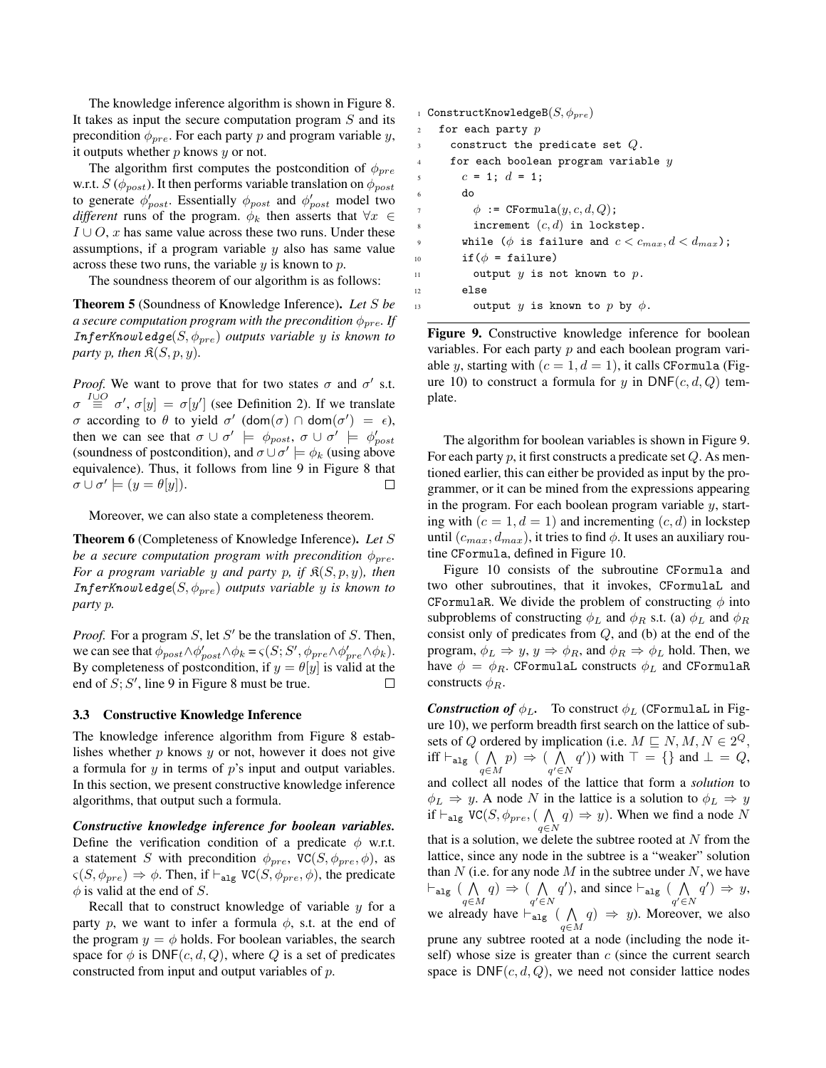The knowledge inference algorithm is shown in Figure 8. It takes as input the secure computation program $S$ and its precondition $\phi_{pre}$. For each party $p$ and program variable $y$, it outputs whether $p$ knows $y$ or not.

The algorithm first computes the postcondition of $\phi_{pre}$ w.r.t. $S$ ($\phi_{post}$). It then performs variable translation on $\phi_{post}$ to generate $\phi'_{post}$. Essentially $\phi_{post}$ and $\phi'_{post}$ model two *different* runs of the program. $\phi_k$ then asserts that $\forall x \in I \cup O$, $x$ has same value across these two runs. Under these assumptions, if a program variable $y$ also has same value across these two runs, the variable $y$ is known to $p$.

The soundness theorem of our algorithm is as follows:

**Theorem 5** (Soundness of Knowledge Inference)**.** *Let $S$ be a secure computation program with the precondition $\phi_{pre}$. If $\mathtt{InferKnowledge}(S, \phi_{pre})$ outputs variable $y$ is known to party $p$, then $\mathfrak{K}(S, p, y)$.*

*Proof.* We want to prove that for two states $\sigma$ and $\sigma'$ s.t. $\sigma \overset{I \cup O}{\equiv} \sigma'$, $\sigma[y] = \sigma[y']$ (see Definition 2). If we translate $\sigma$ according to $\theta$ to yield $\sigma'$ ($\mathsf{dom}(\sigma) \cap \mathsf{dom}(\sigma') = \epsilon$), then we can see that $\sigma \cup \sigma' \models \phi_{post}$, $\sigma \cup \sigma' \models \phi'_{post}$ (soundness of postcondition), and $\sigma \cup \sigma' \models \phi_k$ (using above equivalence). Thus, it follows from line 9 in Figure 8 that $\sigma \cup \sigma' \models (y = \theta[y])$. $\square$

Moreover, we can also state a completeness theorem.

**Theorem 6** (Completeness of Knowledge Inference)**.** *Let $S$ be a secure computation program with precondition $\phi_{pre}$. For a program variable $y$ and party $p$, if $\mathfrak{K}(S, p, y)$, then $\mathtt{InferKnowledge}(S, \phi_{pre})$ outputs variable $y$ is known to party $p$.*

*Proof.* For a program $S$, let $S'$ be the translation of $S$. Then, we can see that $\phi_{post} \wedge \phi'_{post} \wedge \phi_k = \varsigma(S; S', \phi_{pre} \wedge \phi'_{pre} \wedge \phi_k)$. By completeness of postcondition, if $y = \theta[y]$ is valid at the end of $S; S'$, line 9 in Figure 8 must be true. $\square$

### 3.3 Constructive Knowledge Inference

The knowledge inference algorithm from Figure 8 establishes whether $p$ knows $y$ or not, however it does not give a formula for $y$ in terms of $p$'s input and output variables. In this section, we present constructive knowledge inference algorithms, that output such a formula.

***Constructive knowledge inference for boolean variables.*** Define the verification condition of a predicate $\phi$ w.r.t. a statement $S$ with precondition $\phi_{pre}$, $\mathtt{VC}(S, \phi_{pre}, \phi)$, as $\varsigma(S, \phi_{pre}) \Rightarrow \phi$. Then, if $\vdash_{\mathtt{alg}} \mathtt{VC}(S, \phi_{pre}, \phi)$, the predicate $\phi$ is valid at the end of $S$.

Recall that to construct knowledge of variable $y$ for a party $p$, we want to infer a formula $\phi$, s.t. at the end of the program $y = \phi$ holds. For boolean variables, the search space for $\phi$ is $\mathsf{DNF}(c, d, Q)$, where $Q$ is a set of predicates constructed from input and output variables of $p$.

```
1  ConstructKnowledgeB(S, φpre)
2    for each party p
3      construct the predicate set Q.
4      for each boolean program variable y
5        c = 1; d = 1;
6        do
7          φ := CFormula(y, c, d, Q);
8          increment (c, d) in lockstep.
9        while (φ is failure and c < cmax, d < dmax);
10       if(φ = failure)
11         output y is not known to p.
12       else
13         output y is known to p by φ.
```

**Figure 9.** Constructive knowledge inference for boolean variables. For each party $p$ and each boolean program variable $y$, starting with $(c = 1, d = 1)$, it calls `CFormula` (Figure 10) to construct a formula for $y$ in $\mathsf{DNF}(c, d, Q)$ template.

The algorithm for boolean variables is shown in Figure 9. For each party $p$, it first constructs a predicate set $Q$. As mentioned earlier, this can either be provided as input by the programmer, or it can be mined from the expressions appearing in the program. For each boolean program variable $y$, starting with $(c = 1, d = 1)$ and incrementing $(c, d)$ in lockstep until $(c_{max}, d_{max})$, it tries to find $\phi$. It uses an auxiliary routine `CFormula`, defined in Figure 10.

Figure 10 consists of the subroutine `CFormula` and two other subroutines, that it invokes, `CFormulaL` and `CFormulaR`. We divide the problem of constructing $\phi$ into subproblems of constructing $\phi_L$ and $\phi_R$ s.t. (a) $\phi_L$ and $\phi_R$ consist only of predicates from $Q$, and (b) at the end of the program, $\phi_L \Rightarrow y$, $y \Rightarrow \phi_R$, and $\phi_R \Rightarrow \phi_L$ hold. Then, we have $\phi = \phi_R$. `CFormulaL` constructs $\phi_L$ and `CFormulaR` constructs $\phi_R$.

***Construction of $\phi_L$.*** To construct $\phi_L$ (`CFormulaL` in Figure 10), we perform breadth first search on the lattice of subsets of $Q$ ordered by implication (i.e. $M \sqsubseteq N, M, N \in 2^Q$, iff $\vdash_{\mathtt{alg}} (\bigwedge_{q \in M} p) \Rightarrow (\bigwedge_{q' \in N} q')$) with $\top = \{\}$ and $\bot = Q$, and collect all nodes of the lattice that form a *solution* to $\phi_L \Rightarrow y$. A node $N$ in the lattice is a solution to $\phi_L \Rightarrow y$ if $\vdash_{\mathtt{alg}} \mathtt{VC}(S, \phi_{pre}, (\bigwedge_{q \in N} q) \Rightarrow y)$. When we find a node $N$ that is a solution, we delete the subtree rooted at $N$ from the lattice, since any node in the subtree is a "weaker" solution than $N$ (i.e. for any node $M$ in the subtree under $N$, we have $\vdash_{\mathtt{alg}} (\bigwedge_{q \in M} q) \Rightarrow (\bigwedge_{q' \in N} q')$, and since $\vdash_{\mathtt{alg}} (\bigwedge_{q' \in N} q') \Rightarrow y$, we already have $\vdash_{\mathtt{alg}} (\bigwedge_{q \in M} q) \Rightarrow y$). Moreover, we also prune any subtree rooted at a node (including the node itself) whose size is greater than $c$ (since the current search space is $\mathsf{DNF}(c, d, Q)$, we need not consider lattice nodes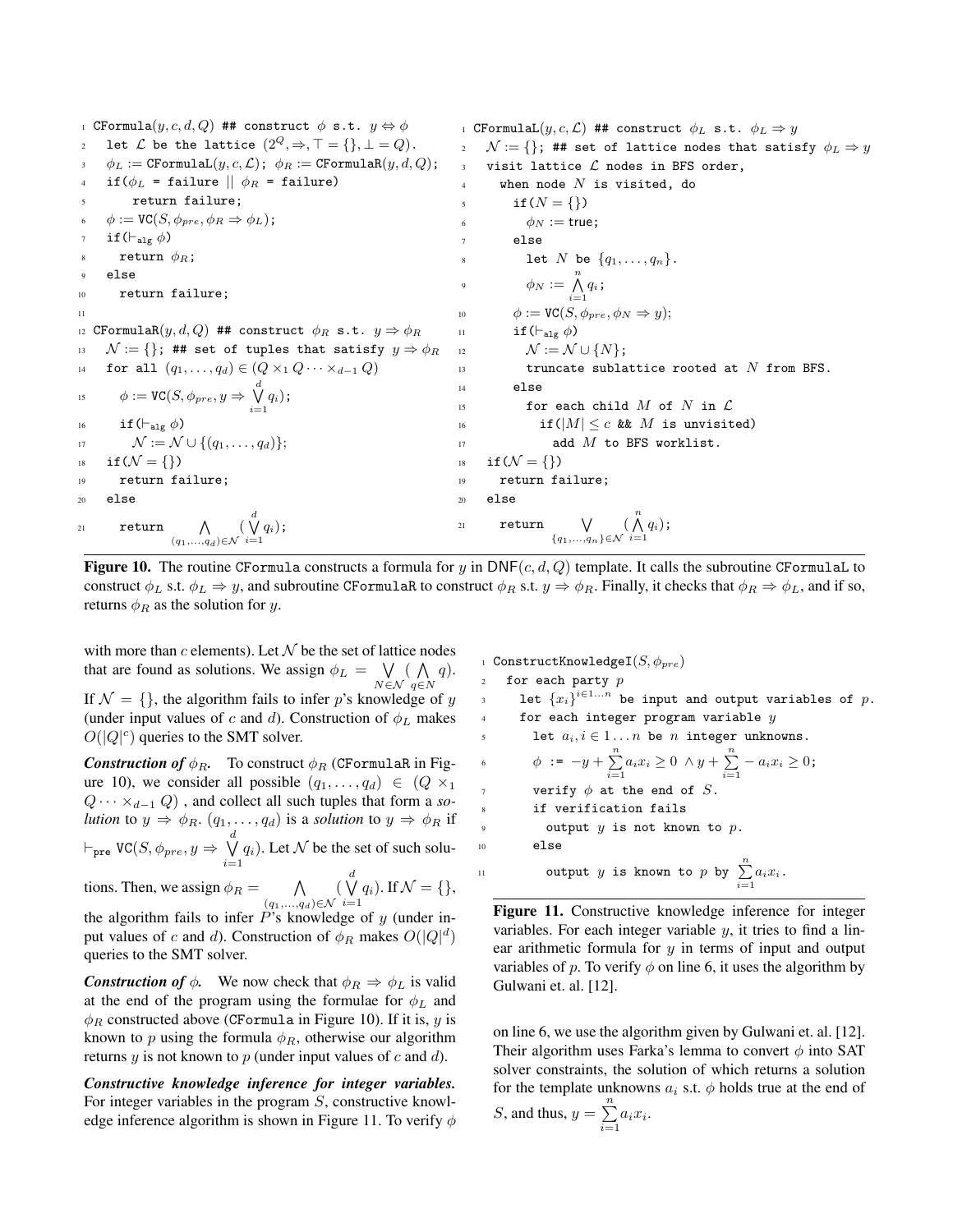```
1  CFormula(y, c, d, Q) ## construct φ s.t. y ⇔ φ
2    let L be the lattice (2^Q, ⇒, ⊤ = {}, ⊥ = Q).
3    φ_L := CFormulaL(y, c, L); φ_R := CFormulaR(y, d, Q);
4    if(φ_L = failure || φ_R = failure)
5        return failure;
6    φ := VC(S, φ_pre, φ_R ⇒ φ_L);
7    if(⊢_alg φ)
8      return φ_R;
9    else
10     return failure;
11
12 CFormulaR(y, d, Q) ## construct φ_R s.t. y ⇒ φ_R
13   N := {}; ## set of tuples that satisfy y ⇒ φ_R
14   for all (q_1, ..., q_d) ∈ (Q ×_1 Q ··· ×_{d-1} Q)
15     φ := VC(S, φ_pre, y ⇒ ⋁_{i=1}^{d} q_i);
16     if(⊢_alg φ)
17       N := N ∪ {(q_1, ..., q_d)};
18   if(N = {})
19     return failure;
20   else
21     return ⋀_{(q_1,...,q_d)∈N} (⋁_{i=1}^{d} q_i);
```

```
1  CFormulaL(y, c, L) ## construct φ_L s.t. φ_L ⇒ y
2    N := {}; ## set of lattice nodes that satisfy φ_L ⇒ y
3    visit lattice L nodes in BFS order,
4      when node N is visited, do
5        if(N = {})
6          φ_N := true;
7        else
8          let N be {q_1, ..., q_n}.
9          φ_N := ⋀_{i=1}^{n} q_i;
10       φ := VC(S, φ_pre, φ_N ⇒ y);
11       if(⊢_alg φ)
12         N := N ∪ {N};
13         truncate sublattice rooted at N from BFS.
14       else
15         for each child M of N in L
16           if(|M| ≤ c && M is unvisited)
17             add M to BFS worklist.
18   if(N = {})
19     return failure;
20   else
21     return ⋁_{{q_1,...,q_n}∈N} (⋀_{i=1}^{n} q_i);
```

**Figure 10.** The routine CFormula constructs a formula for $y$ in $\mathsf{DNF}(c, d, Q)$ template. It calls the subroutine CFormulaL to construct $\phi_L$ s.t. $\phi_L \Rightarrow y$, and subroutine CFormulaR to construct $\phi_R$ s.t. $y \Rightarrow \phi_R$. Finally, it checks that $\phi_R \Rightarrow \phi_L$, and if so, returns $\phi_R$ as the solution for $y$.

with more than $c$ elements). Let $\mathcal{N}$ be the set of lattice nodes that are found as solutions. We assign $\phi_L = \bigvee_{N \in \mathcal{N}} (\bigwedge_{q \in N} q)$. If $\mathcal{N} = \{\}$, the algorithm fails to infer $p$'s knowledge of $y$ (under input values of $c$ and $d$). Construction of $\phi_L$ makes $O(|Q|^c)$ queries to the SMT solver.

***Construction of $\phi_R$.*** To construct $\phi_R$ (CFormulaR in Figure 10), we consider all possible $(q_1, \ldots, q_d) \in (Q \times_1 Q \cdots \times_{d-1} Q)$ , and collect all such tuples that form a *solution* to $y \Rightarrow \phi_R$. $(q_1, \ldots, q_d)$ is a *solution* to $y \Rightarrow \phi_R$ if $\vdash_{\mathtt{pre}} \mathtt{VC}(S, \phi_{pre}, y \Rightarrow \bigvee_{i=1}^{d} q_i)$. Let $\mathcal{N}$ be the set of such solutions. Then, we assign $\phi_R = \bigwedge_{(q_1,\ldots,q_d) \in \mathcal{N}} (\bigvee_{i=1}^{d} q_i)$. If $\mathcal{N} = \{\}$, the algorithm fails to infer $P$'s knowledge of $y$ (under input values of $c$ and $d$). Construction of $\phi_R$ makes $O(|Q|^d)$ queries to the SMT solver.

***Construction of $\phi$.*** We now check that $\phi_R \Rightarrow \phi_L$ is valid at the end of the program using the formulae for $\phi_L$ and $\phi_R$ constructed above (CFormula in Figure 10). If it is, $y$ is known to $p$ using the formula $\phi_R$, otherwise our algorithm returns $y$ is not known to $p$ (under input values of $c$ and $d$).

***Constructive knowledge inference for integer variables.*** For integer variables in the program $S$, constructive knowledge inference algorithm is shown in Figure 11. To verify $\phi$ on line 6, we use the algorithm given by Gulwani et. al. [12]. Their algorithm uses Farka's lemma to convert $\phi$ into SAT solver constraints, the solution of which returns a solution for the template unknowns $a_i$ s.t. $\phi$ holds true at the end of $S$, and thus, $y = \sum_{i=1}^{n} a_i x_i$.

```
1  ConstructKnowledgeI(S, φ_pre)
2    for each party p
3      let {x_i}^{i∈1...n} be input and output variables of p.
4      for each integer program variable y
5        let a_i, i ∈ 1...n be n integer unknowns.
6        φ := -y + Σ_{i=1}^{n} a_i x_i ≥ 0 ∧ y + Σ_{i=1}^{n} -a_i x_i ≥ 0;
7        verify φ at the end of S.
8        if verification fails
9          output y is not known to p.
10       else
11         output y is known to p by Σ_{i=1}^{n} a_i x_i.
```

**Figure 11.** Constructive knowledge inference for integer variables. For each integer variable $y$, it tries to find a linear arithmetic formula for $y$ in terms of input and output variables of $p$. To verify $\phi$ on line 6, it uses the algorithm by Gulwani et. al. [12].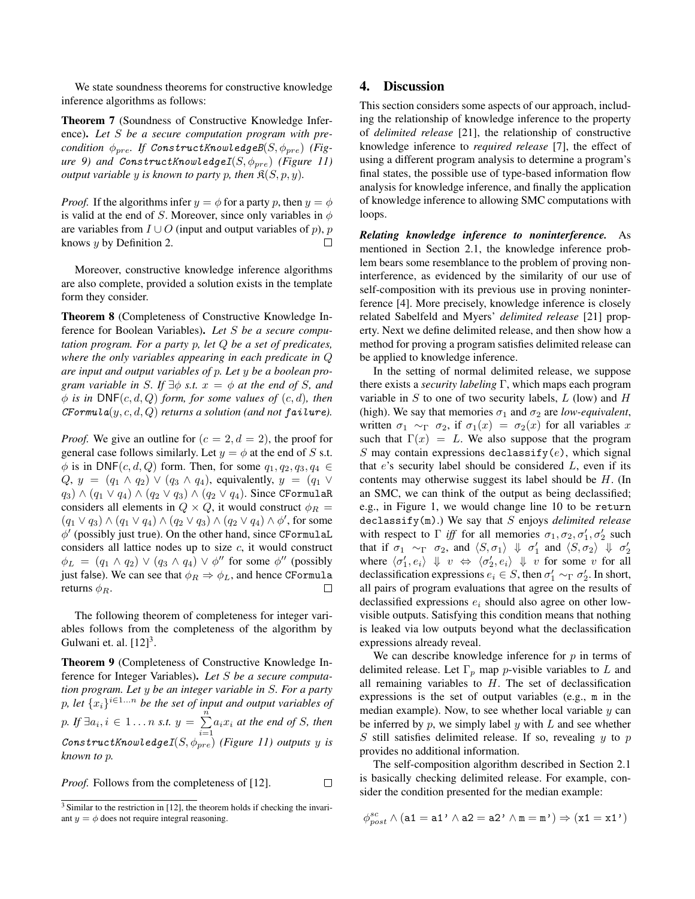We state soundness theorems for constructive knowledge inference algorithms as follows:

**Theorem 7** (Soundness of Constructive Knowledge Inference)**.** *Let $S$ be a secure computation program with precondition $\phi_{pre}$. If* ConstructKnowledgeB$(S, \phi_{pre})$ *(Figure 9) and* ConstructKnowledgeI$(S, \phi_{pre})$ *(Figure 11) output variable $y$ is known to party $p$, then $\mathfrak{K}(S, p, y)$.*

*Proof.* If the algorithms infer $y = \phi$ for a party $p$, then $y = \phi$ is valid at the end of $S$. Moreover, since only variables in $\phi$ are variables from $I \cup O$ (input and output variables of $p$), $p$ knows $y$ by Definition 2. □

Moreover, constructive knowledge inference algorithms are also complete, provided a solution exists in the template form they consider.

**Theorem 8** (Completeness of Constructive Knowledge Inference for Boolean Variables)**.** *Let $S$ be a secure computation program. For a party $p$, let $Q$ be a set of predicates, where the only variables appearing in each predicate in $Q$ are input and output variables of $p$. Let $y$ be a boolean program variable in $S$. If $\exists \phi$ s.t. $x = \phi$ at the end of $S$, and $\phi$ is in $\mathsf{DNF}(c, d, Q)$ form, for some values of $(c, d)$, then* CFormula$(y, c, d, Q)$ *returns a solution (and not* failure*).*

*Proof.* We give an outline for $(c = 2, d = 2)$, the proof for general case follows similarly. Let $y = \phi$ at the end of $S$ s.t. $\phi$ is in $\mathsf{DNF}(c, d, Q)$ form. Then, for some $q_1, q_2, q_3, q_4 \in Q$, $y = (q_1 \wedge q_2) \vee (q_3 \wedge q_4)$, equivalently, $y = (q_1 \vee q_3) \wedge (q_1 \vee q_4) \wedge (q_2 \vee q_3) \wedge (q_2 \vee q_4)$. Since CFormulaR considers all elements in $Q \times Q$, it would construct $\phi_R = (q_1 \vee q_3) \wedge (q_1 \vee q_4) \wedge (q_2 \vee q_3) \wedge (q_2 \vee q_4) \wedge \phi'$, for some $\phi'$ (possibly just $\mathsf{true}$). On the other hand, since CFormulaL considers all lattice nodes up to size $c$, it would construct $\phi_L = (q_1 \wedge q_2) \vee (q_3 \wedge q_4) \vee \phi''$ for some $\phi''$ (possibly just $\mathsf{false}$). We can see that $\phi_R \Rightarrow \phi_L$, and hence CFormula returns $\phi_R$. □

The following theorem of completeness for integer variables follows from the completeness of the algorithm by Gulwani et. al. [12][3].

**Theorem 9** (Completeness of Constructive Knowledge Inference for Integer Variables)**.** *Let $S$ be a secure computation program. Let $y$ be an integer variable in $S$. For a party $p$, let $\{x_i\}^{i \in 1 \ldots n}$ be the set of input and output variables of $p$. If $\exists a_i, i \in 1 \ldots n$ s.t. $y = \sum_{i=1}^{n} a_i x_i$ at the end of $S$, then* ConstructKnowledgeI$(S, \phi_{pre})$ *(Figure 11) outputs $y$ is known to $p$.*

*Proof.* Follows from the completeness of [12]. □

[3] Similar to the restriction in [12], the theorem holds if checking the invariant $y = \phi$ does not require integral reasoning.

## 4. Discussion

This section considers some aspects of our approach, including the relationship of knowledge inference to the property of *delimited release* [21], the relationship of constructive knowledge inference to *required release* [7], the effect of using a different program analysis to determine a program's final states, the possible use of type-based information flow analysis for knowledge inference, and finally the application of knowledge inference to allowing SMC computations with loops.

***Relating knowledge inference to noninterference.*** As mentioned in Section 2.1, the knowledge inference problem bears some resemblance to the problem of proving noninterference, as evidenced by the similarity of our use of self-composition with its previous use in proving noninterference [4]. More precisely, knowledge inference is closely related Sabelfeld and Myers' *delimited release* [21] property. Next we define delimited release, and then show how a method for proving a program satisfies delimited release can be applied to knowledge inference.

In the setting of normal delimited release, we suppose there exists a *security labeling* $\Gamma$, which maps each program variable in $S$ to one of two security labels, $L$ (low) and $H$ (high). We say that memories $\sigma_1$ and $\sigma_2$ are *low-equivalent*, written $\sigma_1 \sim_\Gamma \sigma_2$, if $\sigma_1(x) = \sigma_2(x)$ for all variables $x$ such that $\Gamma(x) = L$. We also suppose that the program $S$ may contain expressions declassify$(e)$, which signal that $e$'s security label should be considered $L$, even if its contents may otherwise suggest its label should be $H$. (In an SMC, we can think of the output as being declassified; e.g., in Figure 1, we would change line 10 to be return declassify(m).) We say that $S$ enjoys *delimited release* with respect to $\Gamma$ *iff* for all memories $\sigma_1, \sigma_2, \sigma_1', \sigma_2'$ such that if $\sigma_1 \sim_\Gamma \sigma_2$, and $\langle S, \sigma_1 \rangle \Downarrow \sigma_1'$ and $\langle S, \sigma_2 \rangle \Downarrow \sigma_2'$ where $\langle \sigma_1', e_i \rangle \Downarrow v \Leftrightarrow \langle \sigma_2', e_i \rangle \Downarrow v$ for some $v$ for all declassification expressions $e_i \in S$, then $\sigma_1' \sim_\Gamma \sigma_2'$. In short, all pairs of program evaluations that agree on the results of declassified expressions $e_i$ should also agree on other low-visible outputs. Satisfying this condition means that nothing is leaked via low outputs beyond what the declassification expressions already reveal.

We can describe knowledge inference for $p$ in terms of delimited release. Let $\Gamma_p$ map $p$-visible variables to $L$ and all remaining variables to $H$. The set of declassification expressions is the set of output variables (e.g., m in the median example). Now, to see whether local variable $y$ can be inferred by $p$, we simply label $y$ with $L$ and see whether $S$ still satisfies delimited release. If so, revealing $y$ to $p$ provides no additional information.

The self-composition algorithm described in Section 2.1 is basically checking delimited release. For example, consider the condition presented for the median example:

$$\phi_{post}^{sc} \wedge (\texttt{a1} = \texttt{a1'} \wedge \texttt{a2} = \texttt{a2'} \wedge \texttt{m} = \texttt{m'}) \Rightarrow (\texttt{x1} = \texttt{x1'})$$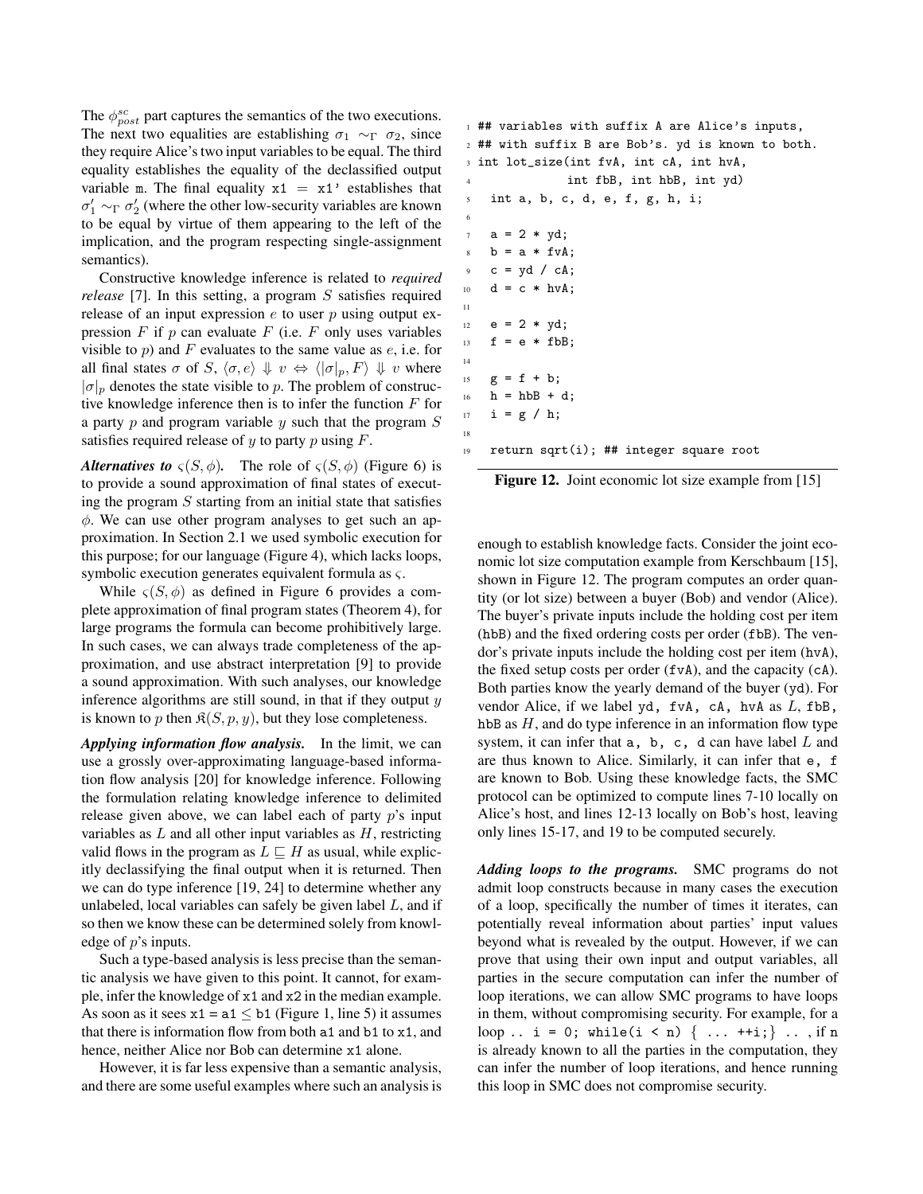The $\phi^{sc}_{post}$ part captures the semantics of the two executions. The next two equalities are establishing $\sigma_1 \sim_\Gamma \sigma_2$, since they require Alice's two input variables to be equal. The third equality establishes the equality of the declassified output variable m. The final equality x1 = x1' establishes that $\sigma_1' \sim_\Gamma \sigma_2'$ (where the other low-security variables are known to be equal by virtue of them appearing to the left of the implication, and the program respecting single-assignment semantics).

Constructive knowledge inference is related to *required release* [7]. In this setting, a program $S$ satisfies required release of an input expression $e$ to user $p$ using output expression $F$ if $p$ can evaluate $F$ (i.e. $F$ only uses variables visible to $p$) and $F$ evaluates to the same value as $e$, i.e. for all final states $\sigma$ of $S$, $\langle \sigma, e \rangle \Downarrow v \Leftrightarrow \langle |\sigma|_p, F \rangle \Downarrow v$ where $|\sigma|_p$ denotes the state visible to $p$. The problem of constructive knowledge inference then is to infer the function $F$ for a party $p$ and program variable $y$ such that the program $S$ satisfies required release of $y$ to party $p$ using $F$.

***Alternatives to $\varsigma(S, \phi)$.*** The role of $\varsigma(S, \phi)$ (Figure 6) is to provide a sound approximation of final states of executing the program $S$ starting from an initial state that satisfies $\phi$. We can use other program analyses to get such an approximation. In Section 2.1 we used symbolic execution for this purpose; for our language (Figure 4), which lacks loops, symbolic execution generates equivalent formula as $\varsigma$.

While $\varsigma(S, \phi)$ as defined in Figure 6 provides a complete approximation of final program states (Theorem 4), for large programs the formula can become prohibitively large. In such cases, we can always trade completeness of the approximation, and use abstract interpretation [9] to provide a sound approximation. With such analyses, our knowledge inference algorithms are still sound, in that if they output $y$ is known to $p$ then $\mathfrak{K}(S, p, y)$, but they lose completeness.

***Applying information flow analysis.*** In the limit, we can use a grossly over-approximating language-based information flow analysis [20] for knowledge inference. Following the formulation relating knowledge inference to delimited release given above, we can label each of party $p$'s input variables as $L$ and all other input variables as $H$, restricting valid flows in the program as $L \sqsubseteq H$ as usual, while explicitly declassifying the final output when it is returned. Then we can do type inference [19, 24] to determine whether any unlabeled, local variables can safely be given label $L$, and if so then we know these can be determined solely from knowledge of $p$'s inputs.

Such a type-based analysis is less precise than the semantic analysis we have given to this point. It cannot, for example, infer the knowledge of x1 and x2 in the median example. As soon as it sees x1 = a1 $\leq$ b1 (Figure 1, line 5) it assumes that there is information flow from both a1 and b1 to x1, and hence, neither Alice nor Bob can determine x1 alone.

However, it is far less expensive than a semantic analysis, and there are some useful examples where such an analysis is enough to establish knowledge facts. Consider the joint economic lot size computation example from Kerschbaum [15], shown in Figure 12. The program computes an order quantity (or lot size) between a buyer (Bob) and vendor (Alice). The buyer's private inputs include the holding cost per item (hbB) and the fixed ordering costs per order (fbB). The vendor's private inputs include the holding cost per item (hvA), the fixed setup costs per order (fvA), and the capacity (cA). Both parties know the yearly demand of the buyer (yd). For vendor Alice, if we label yd, fvA, cA, hvA as $L$, fbB, hbB as $H$, and do type inference in an information flow type system, it can infer that a, b, c, d can have label $L$ and are thus known to Alice. Similarly, it can infer that e, f are known to Bob. Using these knowledge facts, the SMC protocol can be optimized to compute lines 7-10 locally on Alice's host, and lines 12-13 locally on Bob's host, leaving only lines 15-17, and 19 to be computed securely.

```
1  ## variables with suffix A are Alice's inputs,
2  ## with suffix B are Bob's. yd is known to both.
3  int lot_size(int fvA, int cA, int hvA,
4               int fbB, int hbB, int yd)
5    int a, b, c, d, e, f, g, h, i;
6
7    a = 2 * yd;
8    b = a * fvA;
9    c = yd / cA;
10   d = c * hvA;
11
12   e = 2 * yd;
13   f = e * fbB;
14
15   g = f + b;
16   h = hbB + d;
17   i = g / h;
18
19   return sqrt(i); ## integer square root
```

**Figure 12.** Joint economic lot size example from [15]

***Adding loops to the programs.*** SMC programs do not admit loop constructs because in many cases the execution of a loop, specifically the number of times it iterates, can potentially reveal information about parties' input values beyond what is revealed by the output. However, if we can prove that using their own input and output variables, all parties in the secure computation can infer the number of loop iterations, we can allow SMC programs to have loops in them, without compromising security. For example, for a loop `.. i = 0; while(i < n) { ... ++i;} ..` , if n is already known to all the parties in the computation, they can infer the number of loop iterations, and hence running this loop in SMC does not compromise security.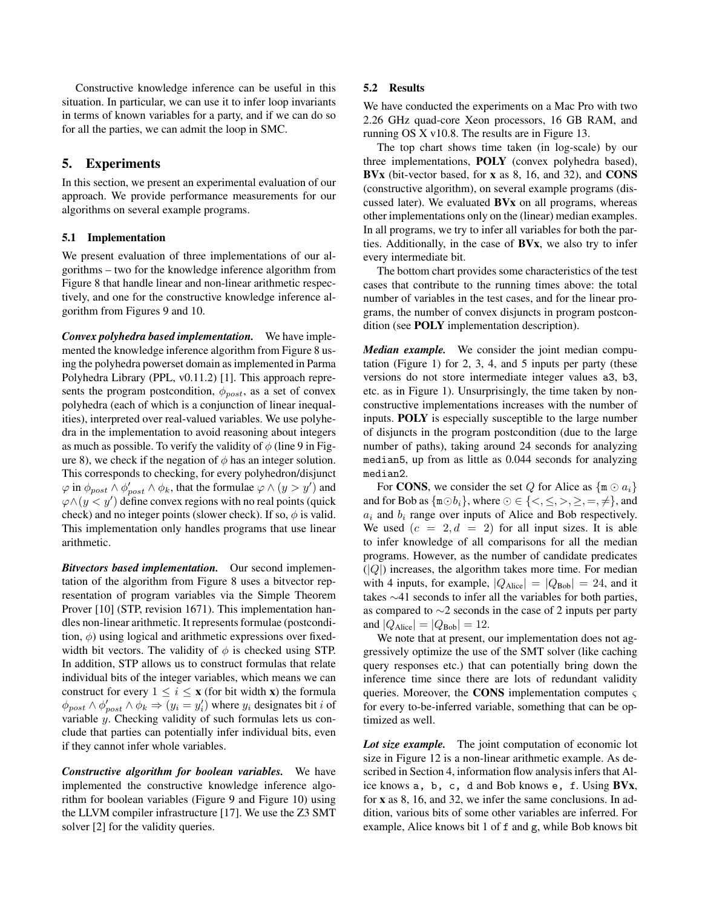Constructive knowledge inference can be useful in this situation. In particular, we can use it to infer loop invariants in terms of known variables for a party, and if we can do so for all the parties, we can admit the loop in SMC.

## 5. Experiments

In this section, we present an experimental evaluation of our approach. We provide performance measurements for our algorithms on several example programs.

### 5.1 Implementation

We present evaluation of three implementations of our algorithms – two for the knowledge inference algorithm from Figure 8 that handle linear and non-linear arithmetic respectively, and one for the constructive knowledge inference algorithm from Figures 9 and 10.

***Convex polyhedra based implementation.*** We have implemented the knowledge inference algorithm from Figure 8 using the polyhedra powerset domain as implemented in Parma Polyhedra Library (PPL, v0.11.2) [1]. This approach represents the program postcondition, $\phi_{post}$, as a set of convex polyhedra (each of which is a conjunction of linear inequalities), interpreted over real-valued variables. We use polyhedra in the implementation to avoid reasoning about integers as much as possible. To verify the validity of $\phi$ (line 9 in Figure 8), we check if the negation of $\phi$ has an integer solution. This corresponds to checking, for every polyhedron/disjunct $\varphi$ in $\phi_{post} \wedge \phi'_{post} \wedge \phi_k$, that the formulae $\varphi \wedge (y > y')$ and $\varphi \wedge (y < y')$ define convex regions with no real points (quick check) and no integer points (slower check). If so, $\phi$ is valid. This implementation only handles programs that use linear arithmetic.

***Bitvectors based implementation.*** Our second implementation of the algorithm from Figure 8 uses a bitvector representation of program variables via the Simple Theorem Prover [10] (STP, revision 1671). This implementation handles non-linear arithmetic. It represents formulae (postcondition, $\phi$) using logical and arithmetic expressions over fixed-width bit vectors. The validity of $\phi$ is checked using STP. In addition, STP allows us to construct formulas that relate individual bits of the integer variables, which means we can construct for every $1 \leq i \leq \mathbf{x}$ (for bit width $\mathbf{x}$) the formula $\phi_{post} \wedge \phi'_{post} \wedge \phi_k \Rightarrow (y_i = y'_i)$ where $y_i$ designates bit $i$ of variable $y$. Checking validity of such formulas lets us conclude that parties can potentially infer individual bits, even if they cannot infer whole variables.

***Constructive algorithm for boolean variables.*** We have implemented the constructive knowledge inference algorithm for boolean variables (Figure 9 and Figure 10) using the LLVM compiler infrastructure [17]. We use the Z3 SMT solver [2] for the validity queries.

### 5.2 Results

We have conducted the experiments on a Mac Pro with two 2.26 GHz quad-core Xeon processors, 16 GB RAM, and running OS X v10.8. The results are in Figure 13.

The top chart shows time taken (in log-scale) by our three implementations, **POLY** (convex polyhedra based), **BVx** (bit-vector based, for **x** as 8, 16, and 32), and **CONS** (constructive algorithm), on several example programs (discussed later). We evaluated **BVx** on all programs, whereas other implementations only on the (linear) median examples. In all programs, we try to infer all variables for both the parties. Additionally, in the case of **BVx**, we also try to infer every intermediate bit.

The bottom chart provides some characteristics of the test cases that contribute to the running times above: the total number of variables in the test cases, and for the linear programs, the number of convex disjuncts in program postcondition (see **POLY** implementation description).

***Median example.*** We consider the joint median computation (Figure 1) for 2, 3, 4, and 5 inputs per party (these versions do not store intermediate integer values a3, b3, etc. as in Figure 1). Unsurprisingly, the time taken by non-constructive implementations increases with the number of inputs. **POLY** is especially susceptible to the large number of disjuncts in the program postcondition (due to the large number of paths), taking around 24 seconds for analyzing median5, up from as little as 0.044 seconds for analyzing median2.

For **CONS**, we consider the set $Q$ for Alice as $\{\mathtt{m} \odot a_i\}$ and for Bob as $\{\mathtt{m} \odot b_i\}$, where $\odot \in \{<, \leq, >, \geq, =, \neq\}$, and $a_i$ and $b_i$ range over inputs of Alice and Bob respectively. We used $(c = 2, d = 2)$ for all input sizes. It is able to infer knowledge of all comparisons for all the median programs. However, as the number of candidate predicates ($|Q|$) increases, the algorithm takes more time. For median with 4 inputs, for example, $|Q_{\text{Alice}}| = |Q_{\text{Bob}}| = 24$, and it takes ~41 seconds to infer all the variables for both parties, as compared to ~2 seconds in the case of 2 inputs per party and $|Q_{\text{Alice}}| = |Q_{\text{Bob}}| = 12$.

We note that at present, our implementation does not aggressively optimize the use of the SMT solver (like caching query responses etc.) that can potentially bring down the inference time since there are lots of redundant validity queries. Moreover, the **CONS** implementation computes $\varsigma$ for every to-be-inferred variable, something that can be optimized as well.

***Lot size example.*** The joint computation of economic lot size in Figure 12 is a non-linear arithmetic example. As described in Section 4, information flow analysis infers that Alice knows a, b, c, d and Bob knows e, f. Using **BVx**, for **x** as 8, 16, and 32, we infer the same conclusions. In addition, various bits of some other variables are inferred. For example, Alice knows bit 1 of f and g, while Bob knows bit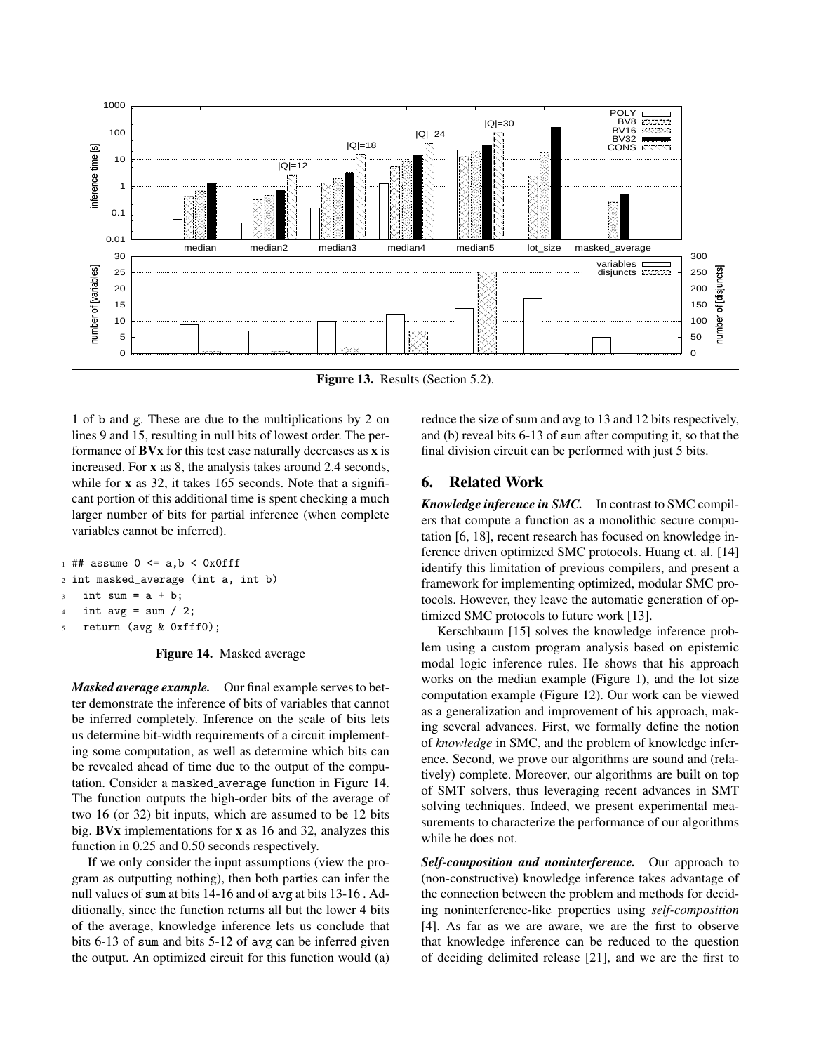**Figure 13.** Results (Section 5.2).

1 of b and g. These are due to the multiplications by 2 on lines 9 and 15, resulting in null bits of lowest order. The performance of **BVx** for this test case naturally decreases as **x** is increased. For **x** as 8, the analysis takes around 2.4 seconds, while for **x** as 32, it takes 165 seconds. Note that a significant portion of this additional time is spent checking a much larger number of bits for partial inference (when complete variables cannot be inferred).

```
1 ## assume 0 <= a,b < 0x0fff
2 int masked_average (int a, int b)
3   int sum = a + b;
4   int avg = sum / 2;
5   return (avg & 0xfff0);
```

**Figure 14.** Masked average

***Masked average example.*** Our final example serves to better demonstrate the inference of bits of variables that cannot be inferred completely. Inference on the scale of bits lets us determine bit-width requirements of a circuit implementing some computation, as well as determine which bits can be revealed ahead of time due to the output of the computation. Consider a masked_average function in Figure 14. The function outputs the high-order bits of the average of two 16 (or 32) bit inputs, which are assumed to be 12 bits big. **BVx** implementations for **x** as 16 and 32, analyzes this function in 0.25 and 0.50 seconds respectively.

If we only consider the input assumptions (view the program as outputting nothing), then both parties can infer the null values of sum at bits 14-16 and of avg at bits 13-16 . Additionally, since the function returns all but the lower 4 bits of the average, knowledge inference lets us conclude that bits 6-13 of sum and bits 5-12 of avg can be inferred given the output. An optimized circuit for this function would (a) reduce the size of sum and avg to 13 and 12 bits respectively, and (b) reveal bits 6-13 of sum after computing it, so that the final division circuit can be performed with just 5 bits.

## 6. Related Work

***Knowledge inference in SMC.*** In contrast to SMC compilers that compute a function as a monolithic secure computation [6, 18], recent research has focused on knowledge inference driven optimized SMC protocols. Huang et. al. [14] identify this limitation of previous compilers, and present a framework for implementing optimized, modular SMC protocols. However, they leave the automatic generation of optimized SMC protocols to future work [13].

Kerschbaum [15] solves the knowledge inference problem using a custom program analysis based on epistemic modal logic inference rules. He shows that his approach works on the median example (Figure 1), and the lot size computation example (Figure 12). Our work can be viewed as a generalization and improvement of his approach, making several advances. First, we formally define the notion of *knowledge* in SMC, and the problem of knowledge inference. Second, we prove our algorithms are sound and (relatively) complete. Moreover, our algorithms are built on top of SMT solvers, thus leveraging recent advances in SMT solving techniques. Indeed, we present experimental measurements to characterize the performance of our algorithms while he does not.

***Self-composition and noninterference.*** Our approach to (non-constructive) knowledge inference takes advantage of the connection between the problem and methods for deciding noninterference-like properties using *self-composition* [4]. As far as we are aware, we are the first to observe that knowledge inference can be reduced to the question of deciding delimited release [21], and we are the first to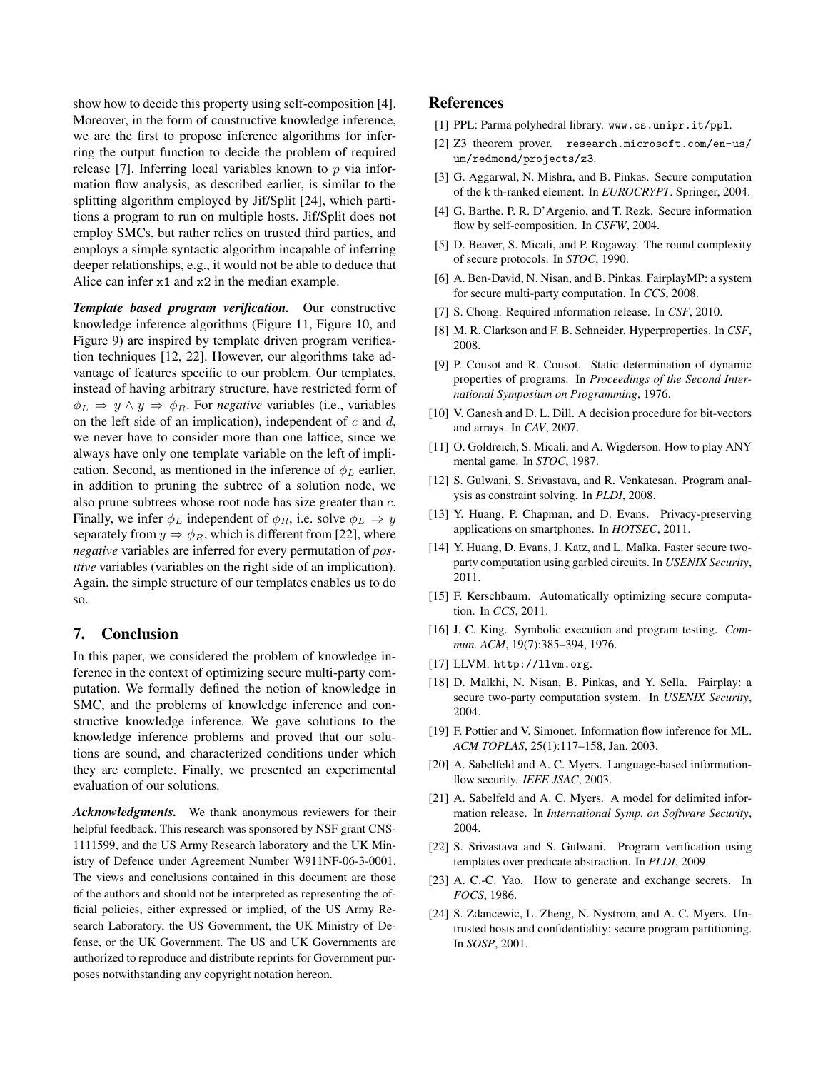show how to decide this property using self-composition [4]. Moreover, in the form of constructive knowledge inference, we are the first to propose inference algorithms for inferring the output function to decide the problem of required release [7]. Inferring local variables known to $p$ via information flow analysis, as described earlier, is similar to the splitting algorithm employed by Jif/Split [24], which partitions a program to run on multiple hosts. Jif/Split does not employ SMCs, but rather relies on trusted third parties, and employs a simple syntactic algorithm incapable of inferring deeper relationships, e.g., it would not be able to deduce that Alice can infer `x1` and `x2` in the median example.

***Template based program verification.*** Our constructive knowledge inference algorithms (Figure 11, Figure 10, and Figure 9) are inspired by template driven program verification techniques [12, 22]. However, our algorithms take advantage of features specific to our problem. Our templates, instead of having arbitrary structure, have restricted form of $\phi_L \Rightarrow y \wedge y \Rightarrow \phi_R$. For *negative* variables (i.e., variables on the left side of an implication), independent of $c$ and $d$, we never have to consider more than one lattice, since we always have only one template variable on the left of implication. Second, as mentioned in the inference of $\phi_L$ earlier, in addition to pruning the subtree of a solution node, we also prune subtrees whose root node has size greater than $c$. Finally, we infer $\phi_L$ independent of $\phi_R$, i.e. solve $\phi_L \Rightarrow y$ separately from $y \Rightarrow \phi_R$, which is different from [22], where *negative* variables are inferred for every permutation of *positive* variables (variables on the right side of an implication). Again, the simple structure of our templates enables us to do so.

## 7. Conclusion

In this paper, we considered the problem of knowledge inference in the context of optimizing secure multi-party computation. We formally defined the notion of knowledge in SMC, and the problems of knowledge inference and constructive knowledge inference. We gave solutions to the knowledge inference problems and proved that our solutions are sound, and characterized conditions under which they are complete. Finally, we presented an experimental evaluation of our solutions.

***Acknowledgments.*** We thank anonymous reviewers for their helpful feedback. This research was sponsored by NSF grant CNS-1111599, and the US Army Research laboratory and the UK Ministry of Defence under Agreement Number W911NF-06-3-0001. The views and conclusions contained in this document are those of the authors and should not be interpreted as representing the official policies, either expressed or implied, of the US Army Research Laboratory, the US Government, the UK Ministry of Defense, or the UK Government. The US and UK Governments are authorized to reproduce and distribute reprints for Government purposes notwithstanding any copyright notation hereon.

## References

[1] PPL: Parma polyhedral library. `www.cs.unipr.it/ppl`.

[2] Z3 theorem prover. `research.microsoft.com/en-us/um/redmond/projects/z3`.

[3] G. Aggarwal, N. Mishra, and B. Pinkas. Secure computation of the k th-ranked element. In *EUROCRYPT*. Springer, 2004.

[4] G. Barthe, P. R. D'Argenio, and T. Rezk. Secure information flow by self-composition. In *CSFW*, 2004.

[5] D. Beaver, S. Micali, and P. Rogaway. The round complexity of secure protocols. In *STOC*, 1990.

[6] A. Ben-David, N. Nisan, and B. Pinkas. FairplayMP: a system for secure multi-party computation. In *CCS*, 2008.

[7] S. Chong. Required information release. In *CSF*, 2010.

[8] M. R. Clarkson and F. B. Schneider. Hyperproperties. In *CSF*, 2008.

[9] P. Cousot and R. Cousot. Static determination of dynamic properties of programs. In *Proceedings of the Second International Symposium on Programming*, 1976.

[10] V. Ganesh and D. L. Dill. A decision procedure for bit-vectors and arrays. In *CAV*, 2007.

[11] O. Goldreich, S. Micali, and A. Wigderson. How to play ANY mental game. In *STOC*, 1987.

[12] S. Gulwani, S. Srivastava, and R. Venkatesan. Program analysis as constraint solving. In *PLDI*, 2008.

[13] Y. Huang, P. Chapman, and D. Evans. Privacy-preserving applications on smartphones. In *HOTSEC*, 2011.

[14] Y. Huang, D. Evans, J. Katz, and L. Malka. Faster secure two-party computation using garbled circuits. In *USENIX Security*, 2011.

[15] F. Kerschbaum. Automatically optimizing secure computation. In *CCS*, 2011.

[16] J. C. King. Symbolic execution and program testing. *Commun. ACM*, 19(7):385–394, 1976.

[17] LLVM. `http://llvm.org`.

[18] D. Malkhi, N. Nisan, B. Pinkas, and Y. Sella. Fairplay: a secure two-party computation system. In *USENIX Security*, 2004.

[19] F. Pottier and V. Simonet. Information flow inference for ML. *ACM TOPLAS*, 25(1):117–158, Jan. 2003.

[20] A. Sabelfeld and A. C. Myers. Language-based information-flow security. *IEEE JSAC*, 2003.

[21] A. Sabelfeld and A. C. Myers. A model for delimited information release. In *International Symp. on Software Security*, 2004.

[22] S. Srivastava and S. Gulwani. Program verification using templates over predicate abstraction. In *PLDI*, 2009.

[23] A. C.-C. Yao. How to generate and exchange secrets. In *FOCS*, 1986.

[24] S. Zdancewic, L. Zheng, N. Nystrom, and A. C. Myers. Untrusted hosts and confidentiality: secure program partitioning. In *SOSP*, 2001.